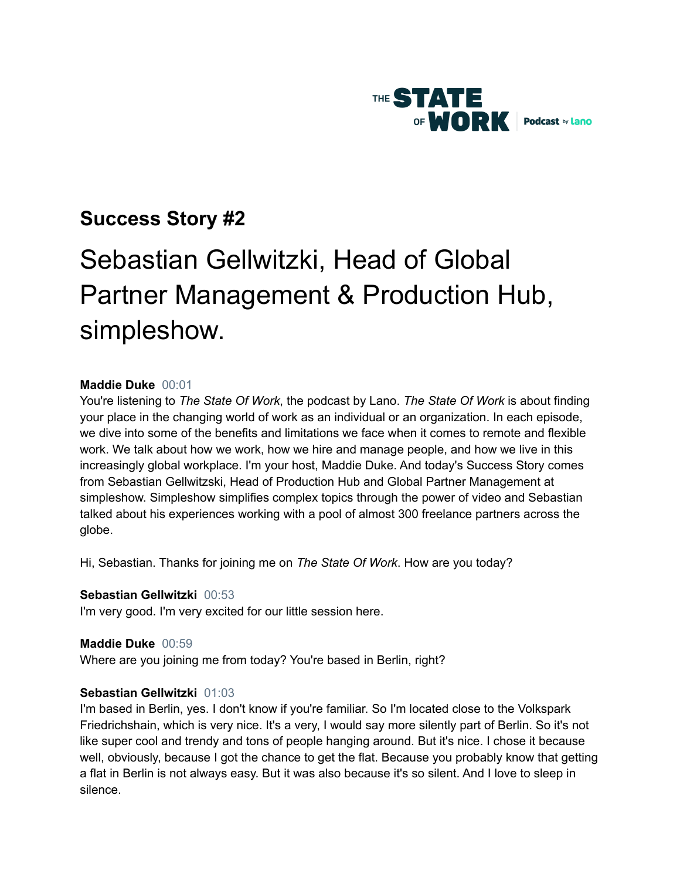THE STATE OF WORK | Podcast by Lano

## Success Story #2

# Sebastian Gellwitzki, Head of Global Partner Management & Production Hub, simpleshow.

**Maddie Duke** 00:01
You're listening to *The State Of Work*, the podcast by Lano. *The State Of Work* is about finding your place in the changing world of work as an individual or an organization. In each episode, we dive into some of the benefits and limitations we face when it comes to remote and flexible work. We talk about how we work, how we hire and manage people, and how we live in this increasingly global workplace. I'm your host, Maddie Duke. And today's Success Story comes from Sebastian Gellwitzski, Head of Production Hub and Global Partner Management at simpleshow. Simpleshow simplifies complex topics through the power of video and Sebastian talked about his experiences working with a pool of almost 300 freelance partners across the globe.

Hi, Sebastian. Thanks for joining me on *The State Of Work*. How are you today?

**Sebastian Gellwitzki** 00:53
I'm very good. I'm very excited for our little session here.

**Maddie Duke** 00:59
Where are you joining me from today? You're based in Berlin, right?

**Sebastian Gellwitzki** 01:03
I'm based in Berlin, yes. I don't know if you're familiar. So I'm located close to the Volkspark Friedrichshain, which is very nice. It's a very, I would say more silently part of Berlin. So it's not like super cool and trendy and tons of people hanging around. But it's nice. I chose it because well, obviously, because I got the chance to get the flat. Because you probably know that getting a flat in Berlin is not always easy. But it was also because it's so silent. And I love to sleep in silence.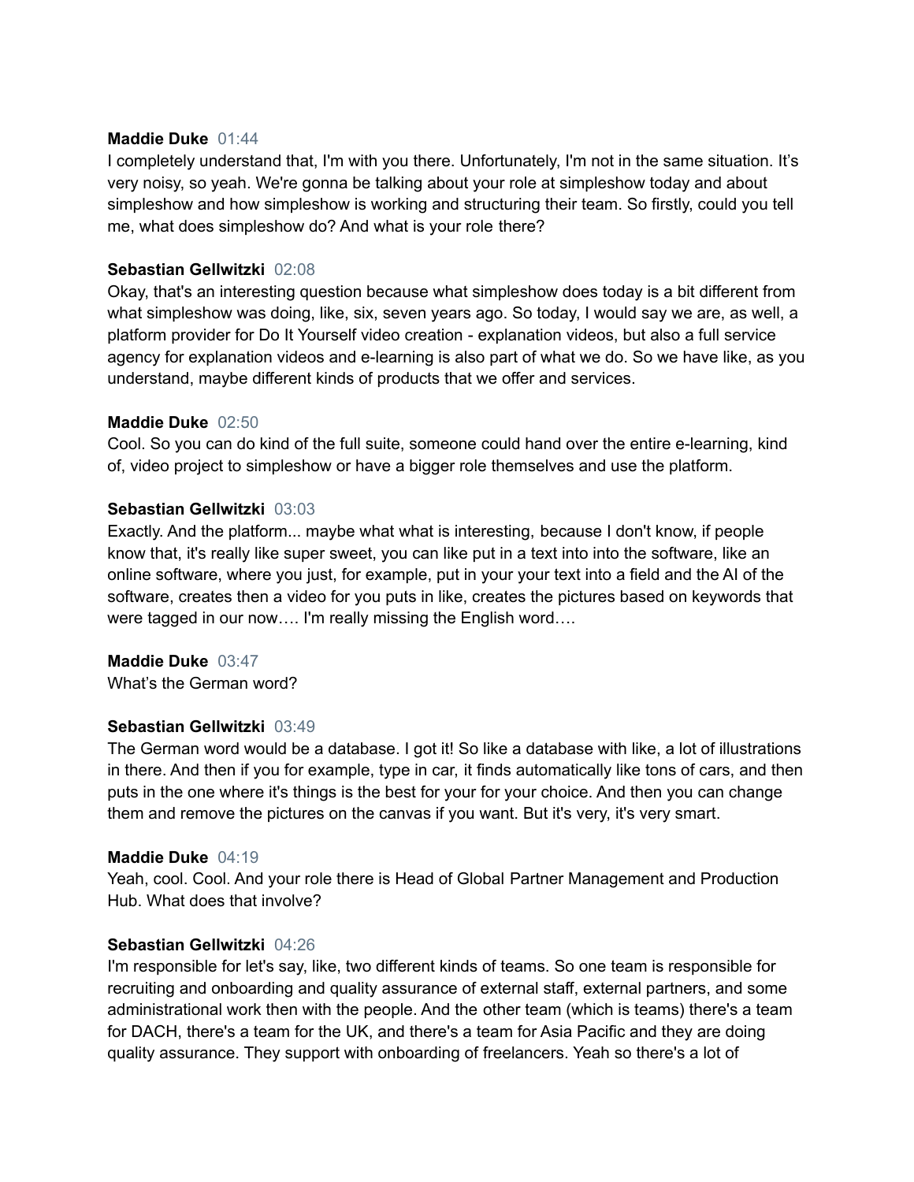**Maddie Duke** 01:44
I completely understand that, I'm with you there. Unfortunately, I'm not in the same situation. It's very noisy, so yeah. We're gonna be talking about your role at simpleshow today and about simpleshow and how simpleshow is working and structuring their team. So firstly, could you tell me, what does simpleshow do? And what is your role there?

**Sebastian Gellwitzki** 02:08
Okay, that's an interesting question because what simpleshow does today is a bit different from what simpleshow was doing, like, six, seven years ago. So today, I would say we are, as well, a platform provider for Do It Yourself video creation - explanation videos, but also a full service agency for explanation videos and e-learning is also part of what we do. So we have like, as you understand, maybe different kinds of products that we offer and services.

**Maddie Duke** 02:50
Cool. So you can do kind of the full suite, someone could hand over the entire e-learning, kind of, video project to simpleshow or have a bigger role themselves and use the platform.

**Sebastian Gellwitzki** 03:03
Exactly. And the platform... maybe what what is interesting, because I don't know, if people know that, it's really like super sweet, you can like put in a text into into the software, like an online software, where you just, for example, put in your your text into a field and the AI of the software, creates then a video for you puts in like, creates the pictures based on keywords that were tagged in our now…. I'm really missing the English word….

**Maddie Duke** 03:47
What's the German word?

**Sebastian Gellwitzki** 03:49
The German word would be a database. I got it! So like a database with like, a lot of illustrations in there. And then if you for example, type in car, it finds automatically like tons of cars, and then puts in the one where it's things is the best for your for your choice. And then you can change them and remove the pictures on the canvas if you want. But it's very, it's very smart.

**Maddie Duke** 04:19
Yeah, cool. Cool. And your role there is Head of Global Partner Management and Production Hub. What does that involve?

**Sebastian Gellwitzki** 04:26
I'm responsible for let's say, like, two different kinds of teams. So one team is responsible for recruiting and onboarding and quality assurance of external staff, external partners, and some administrational work then with the people. And the other team (which is teams) there's a team for DACH, there's a team for the UK, and there's a team for Asia Pacific and they are doing quality assurance. They support with onboarding of freelancers. Yeah so there's a lot of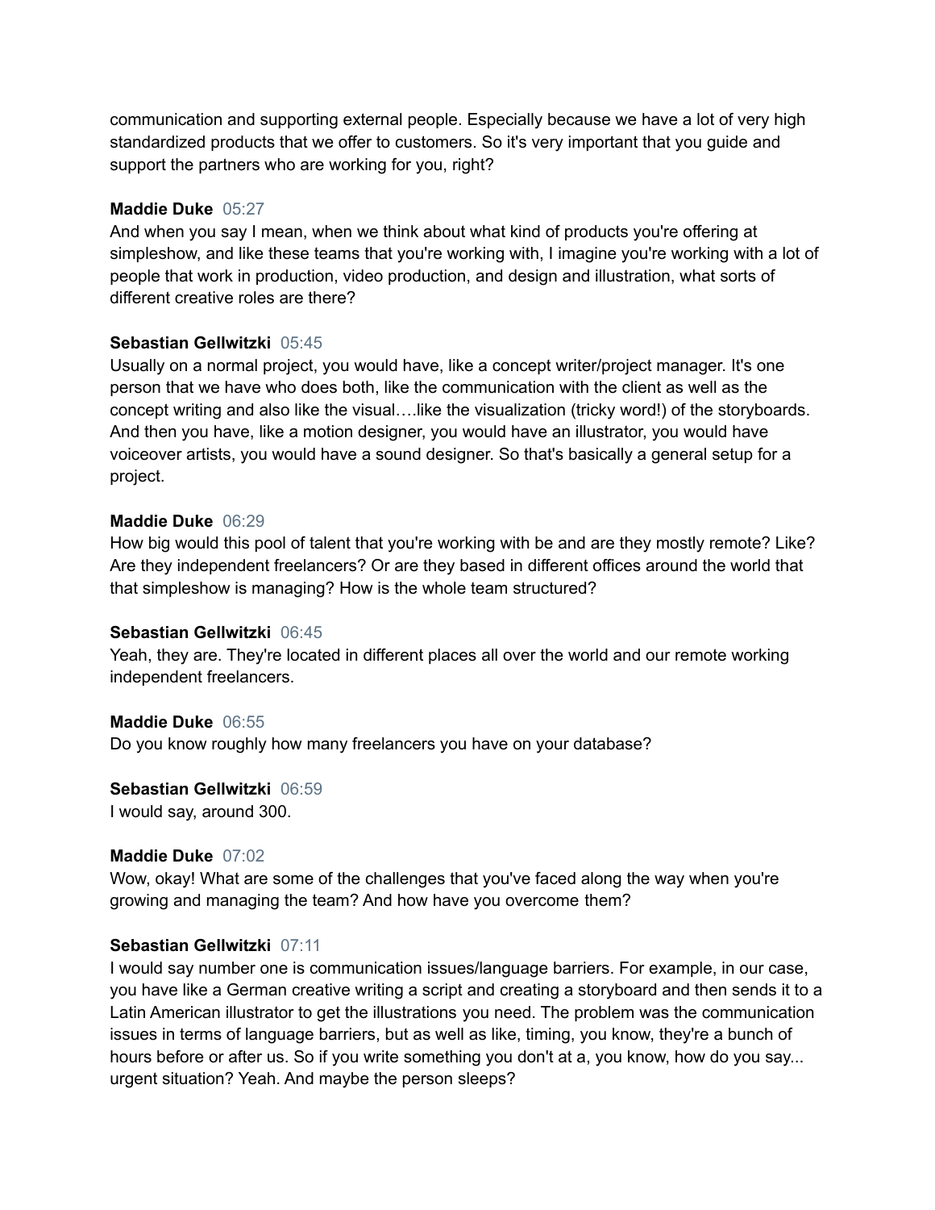communication and supporting external people. Especially because we have a lot of very high standardized products that we offer to customers. So it's very important that you guide and support the partners who are working for you, right?

**Maddie Duke** 05:27
And when you say I mean, when we think about what kind of products you're offering at simpleshow, and like these teams that you're working with, I imagine you're working with a lot of people that work in production, video production, and design and illustration, what sorts of different creative roles are there?

**Sebastian Gellwitzki** 05:45
Usually on a normal project, you would have, like a concept writer/project manager. It's one person that we have who does both, like the communication with the client as well as the concept writing and also like the visual….like the visualization (tricky word!) of the storyboards. And then you have, like a motion designer, you would have an illustrator, you would have voiceover artists, you would have a sound designer. So that's basically a general setup for a project.

**Maddie Duke** 06:29
How big would this pool of talent that you're working with be and are they mostly remote? Like? Are they independent freelancers? Or are they based in different offices around the world that that simpleshow is managing? How is the whole team structured?

**Sebastian Gellwitzki** 06:45
Yeah, they are. They're located in different places all over the world and our remote working independent freelancers.

**Maddie Duke** 06:55
Do you know roughly how many freelancers you have on your database?

**Sebastian Gellwitzki** 06:59
I would say, around 300.

**Maddie Duke** 07:02
Wow, okay! What are some of the challenges that you've faced along the way when you're growing and managing the team? And how have you overcome them?

**Sebastian Gellwitzki** 07:11
I would say number one is communication issues/language barriers. For example, in our case, you have like a German creative writing a script and creating a storyboard and then sends it to a Latin American illustrator to get the illustrations you need. The problem was the communication issues in terms of language barriers, but as well as like, timing, you know, they're a bunch of hours before or after us. So if you write something you don't at a, you know, how do you say... urgent situation? Yeah. And maybe the person sleeps?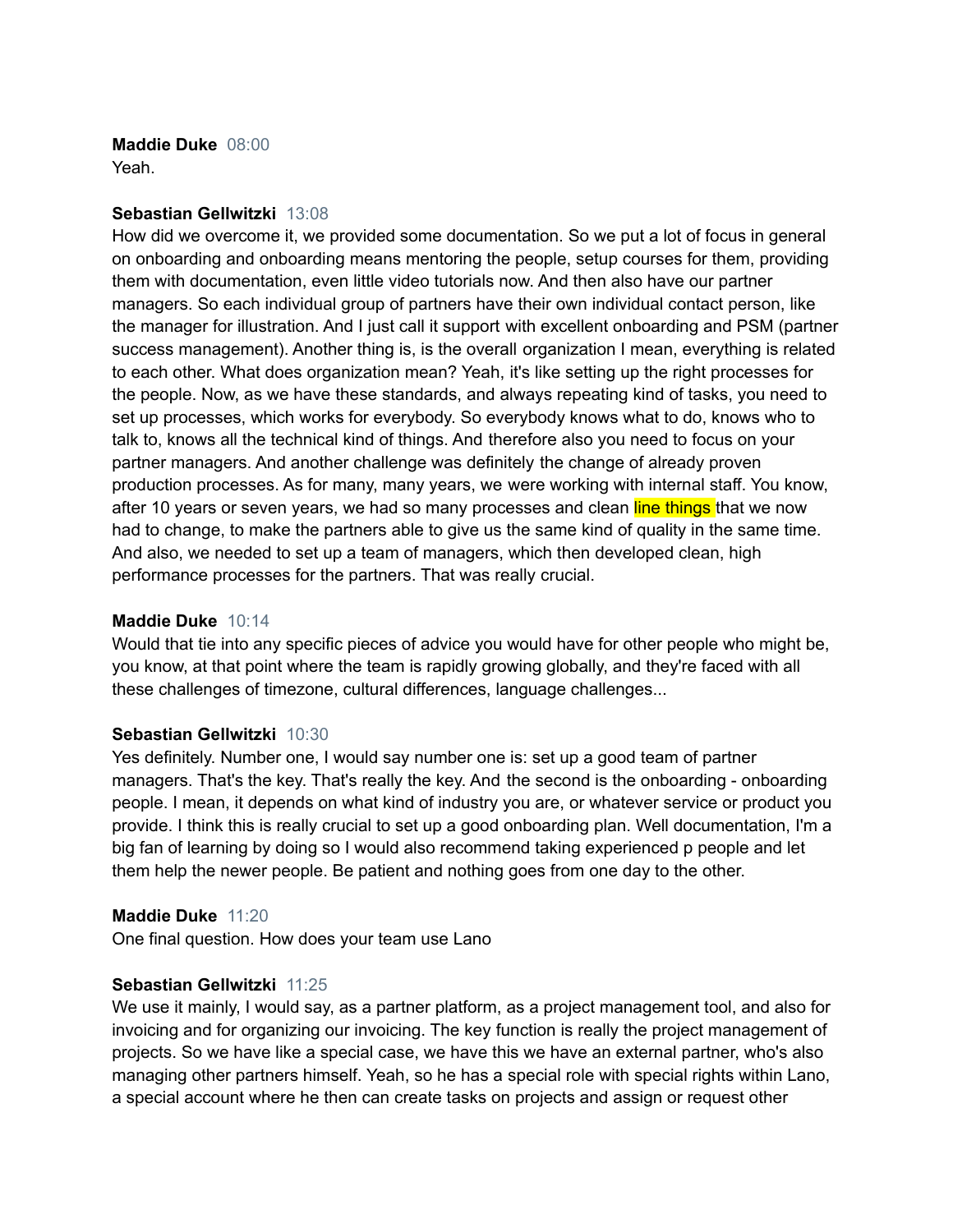**Maddie Duke** 08:00
Yeah.

**Sebastian Gellwitzki** 13:08
How did we overcome it, we provided some documentation. So we put a lot of focus in general on onboarding and onboarding means mentoring the people, setup courses for them, providing them with documentation, even little video tutorials now. And then also have our partner managers. So each individual group of partners have their own individual contact person, like the manager for illustration. And I just call it support with excellent onboarding and PSM (partner success management). Another thing is, is the overall organization I mean, everything is related to each other. What does organization mean? Yeah, it's like setting up the right processes for the people. Now, as we have these standards, and always repeating kind of tasks, you need to set up processes, which works for everybody. So everybody knows what to do, knows who to talk to, knows all the technical kind of things. And therefore also you need to focus on your partner managers. And another challenge was definitely the change of already proven production processes. As for many, many years, we were working with internal staff. You know, after 10 years or seven years, we had so many processes and clean line things that we now had to change, to make the partners able to give us the same kind of quality in the same time. And also, we needed to set up a team of managers, which then developed clean, high performance processes for the partners. That was really crucial.

**Maddie Duke** 10:14
Would that tie into any specific pieces of advice you would have for other people who might be, you know, at that point where the team is rapidly growing globally, and they're faced with all these challenges of timezone, cultural differences, language challenges...

**Sebastian Gellwitzki** 10:30
Yes definitely. Number one, I would say number one is: set up a good team of partner managers. That's the key. That's really the key. And the second is the onboarding - onboarding people. I mean, it depends on what kind of industry you are, or whatever service or product you provide. I think this is really crucial to set up a good onboarding plan. Well documentation, I'm a big fan of learning by doing so I would also recommend taking experienced p people and let them help the newer people. Be patient and nothing goes from one day to the other.

**Maddie Duke** 11:20
One final question. How does your team use Lano

**Sebastian Gellwitzki** 11:25
We use it mainly, I would say, as a partner platform, as a project management tool, and also for invoicing and for organizing our invoicing. The key function is really the project management of projects. So we have like a special case, we have this we have an external partner, who's also managing other partners himself. Yeah, so he has a special role with special rights within Lano, a special account where he then can create tasks on projects and assign or request other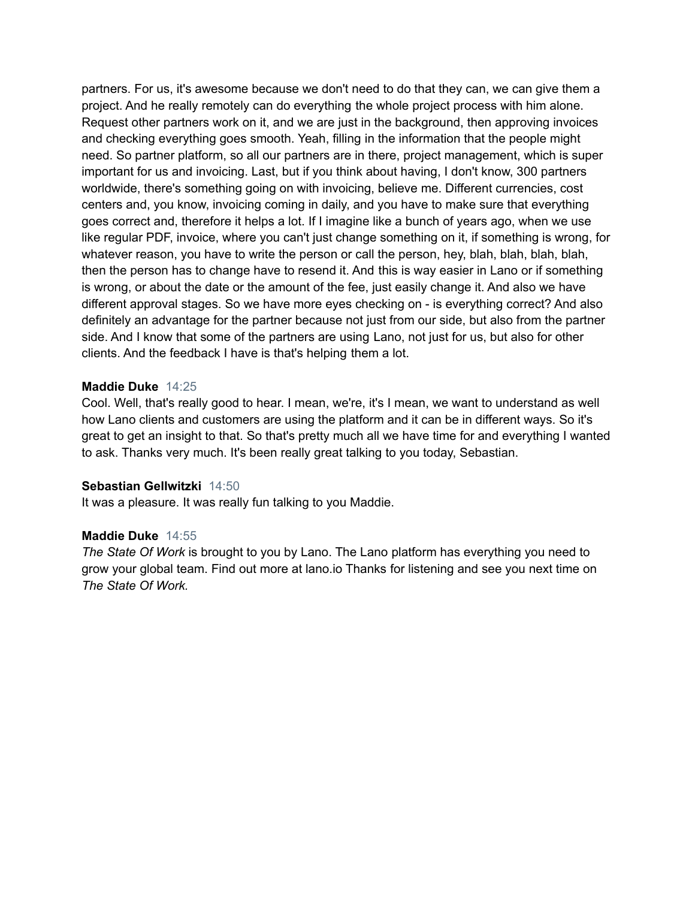partners. For us, it's awesome because we don't need to do that they can, we can give them a project. And he really remotely can do everything the whole project process with him alone. Request other partners work on it, and we are just in the background, then approving invoices and checking everything goes smooth. Yeah, filling in the information that the people might need. So partner platform, so all our partners are in there, project management, which is super important for us and invoicing. Last, but if you think about having, I don't know, 300 partners worldwide, there's something going on with invoicing, believe me. Different currencies, cost centers and, you know, invoicing coming in daily, and you have to make sure that everything goes correct and, therefore it helps a lot. If I imagine like a bunch of years ago, when we use like regular PDF, invoice, where you can't just change something on it, if something is wrong, for whatever reason, you have to write the person or call the person, hey, blah, blah, blah, blah, then the person has to change have to resend it. And this is way easier in Lano or if something is wrong, or about the date or the amount of the fee, just easily change it. And also we have different approval stages. So we have more eyes checking on - is everything correct? And also definitely an advantage for the partner because not just from our side, but also from the partner side. And I know that some of the partners are using Lano, not just for us, but also for other clients. And the feedback I have is that's helping them a lot.

**Maddie Duke** 14:25
Cool. Well, that's really good to hear. I mean, we're, it's I mean, we want to understand as well how Lano clients and customers are using the platform and it can be in different ways. So it's great to get an insight to that. So that's pretty much all we have time for and everything I wanted to ask. Thanks very much. It's been really great talking to you today, Sebastian.

**Sebastian Gellwitzki** 14:50
It was a pleasure. It was really fun talking to you Maddie.

**Maddie Duke** 14:55
*The State Of Work* is brought to you by Lano. The Lano platform has everything you need to grow your global team. Find out more at lano.io Thanks for listening and see you next time on *The State Of Work.*